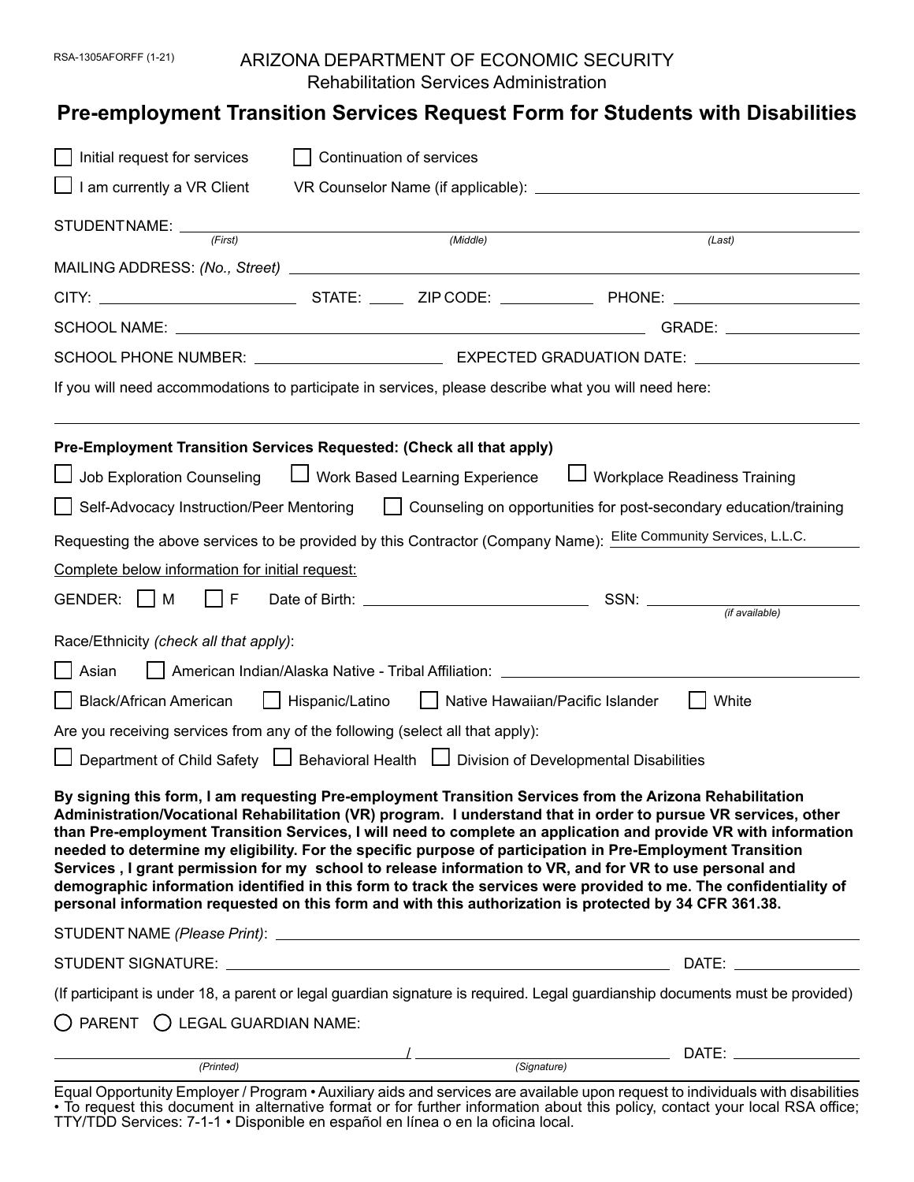RSA-1305AFORFF (1-21)

ARIZONA DEPARTMENT OF ECONOMIC SECURITY
Rehabilitation Services Administration

# Pre-employment Transition Services Request Form for Students with Disabilities

☐ Initial request for services ☐ Continuation of services

☐ I am currently a VR Client VR Counselor Name (if applicable): ____________________

STUDENT NAME: ____________________ ____________________ ____________________
*(First)* *(Middle)* *(Last)*

MAILING ADDRESS: *(No., Street)* ____________________

CITY: ____________ STATE: ____ ZIP CODE: ________ PHONE: ____________

SCHOOL NAME: ____________________ GRADE: ________

SCHOOL PHONE NUMBER: ____________ EXPECTED GRADUATION DATE: ____________

If you will need accommodations to participate in services, please describe what you will need here:

____________________

**Pre-Employment Transition Services Requested: (Check all that apply)**

☐ Job Exploration Counseling ☐ Work Based Learning Experience ☐ Workplace Readiness Training

☐ Self-Advocacy Instruction/Peer Mentoring ☐ Counseling on opportunities for post-secondary education/training

Requesting the above services to be provided by this Contractor (Company Name): Elite Community Services, L.L.C.

Complete below information for initial request:

GENDER: ☐ M ☐ F Date of Birth: ____________ SSN: ____________ *(if available)*

Race/Ethnicity *(check all that apply)*:

☐ Asian ☐ American Indian/Alaska Native - Tribal Affiliation: ____________

☐ Black/African American ☐ Hispanic/Latino ☐ Native Hawaiian/Pacific Islander ☐ White

Are you receiving services from any of the following (select all that apply):

☐ Department of Child Safety ☐ Behavioral Health ☐ Division of Developmental Disabilities

**By signing this form, I am requesting Pre-employment Transition Services from the Arizona Rehabilitation Administration/Vocational Rehabilitation (VR) program. I understand that in order to pursue VR services, other than Pre-employment Transition Services, I will need to complete an application and provide VR with information needed to determine my eligibility. For the specific purpose of participation in Pre-Employment Transition Services , I grant permission for my school to release information to VR, and for VR to use personal and demographic information identified in this form to track the services were provided to me. The confidentiality of personal information requested on this form and with this authorization is protected by 34 CFR 361.38.**

STUDENT NAME *(Please Print)*: ____________________

STUDENT SIGNATURE: ____________________ DATE: ____________

(If participant is under 18, a parent or legal guardian signature is required. Legal guardianship documents must be provided)

◯ PARENT ◯ LEGAL GUARDIAN NAME:

____________________ / ____________________ DATE: ____________
*(Printed)* *(Signature)*

Equal Opportunity Employer / Program • Auxiliary aids and services are available upon request to individuals with disabilities • To request this document in alternative format or for further information about this policy, contact your local RSA office; TTY/TDD Services: 7-1-1 • Disponible en español en línea o en la oficina local.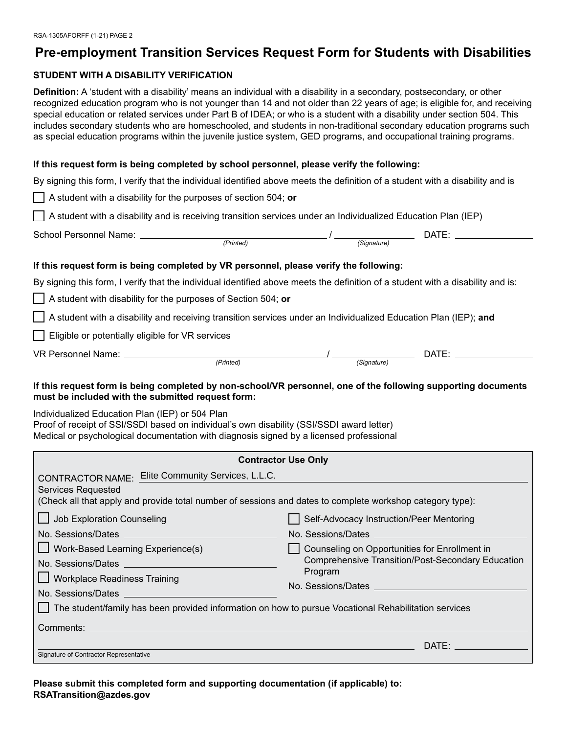# Pre-employment Transition Services Request Form for Students with Disabilities

## STUDENT WITH A DISABILITY VERIFICATION

**Definition:** A 'student with a disability' means an individual with a disability in a secondary, postsecondary, or other recognized education program who is not younger than 14 and not older than 22 years of age; is eligible for, and receiving special education or related services under Part B of IDEA; or who is a student with a disability under section 504. This includes secondary students who are homeschooled, and students in non-traditional secondary education programs such as special education programs within the juvenile justice system, GED programs, and occupational training programs.

**If this request form is being completed by school personnel, please verify the following:**

By signing this form, I verify that the individual identified above meets the definition of a student with a disability and is

☐ A student with a disability for the purposes of section 504; **or**

☐ A student with a disability and is receiving transition services under an Individualized Education Plan (IEP)

School Personnel Name: ______________________ *(Printed)* / ______________ *(Signature)* DATE: ____________

**If this request form is being completed by VR personnel, please verify the following:**

By signing this form, I verify that the individual identified above meets the definition of a student with a disability and is:

☐ A student with disability for the purposes of Section 504; **or**

☐ A student with a disability and receiving transition services under an Individualized Education Plan (IEP); **and**

☐ Eligible or potentially eligible for VR services

VR Personnel Name: ______________________ *(Printed)* / ______________ *(Signature)* DATE: ____________

**If this request form is being completed by non-school/VR personnel, one of the following supporting documents must be included with the submitted request form:**

Individualized Education Plan (IEP) or 504 Plan
Proof of receipt of SSI/SSDI based on individual's own disability (SSI/SSDI award letter)
Medical or psychological documentation with diagnosis signed by a licensed professional

**Contractor Use Only**

CONTRACTOR NAME: Elite Community Services, L.L.C.

Services Requested
(Check all that apply and provide total number of sessions and dates to complete workshop category type):

☐ Job Exploration Counseling

No. Sessions/Dates ______________________

☐ Work-Based Learning Experience(s)

No. Sessions/Dates ______________________

☐ Workplace Readiness Training

No. Sessions/Dates ______________________

☐ Self-Advocacy Instruction/Peer Mentoring

No. Sessions/Dates ______________________

☐ Counseling on Opportunities for Enrollment in Comprehensive Transition/Post-Secondary Education Program

No. Sessions/Dates ______________________

☐ The student/family has been provided information on how to pursue Vocational Rehabilitation services

Comments: ______________________

______________________ DATE: ____________
Signature of Contractor Representative

**Please submit this completed form and supporting documentation (if applicable) to: RSATransition@azdes.gov**